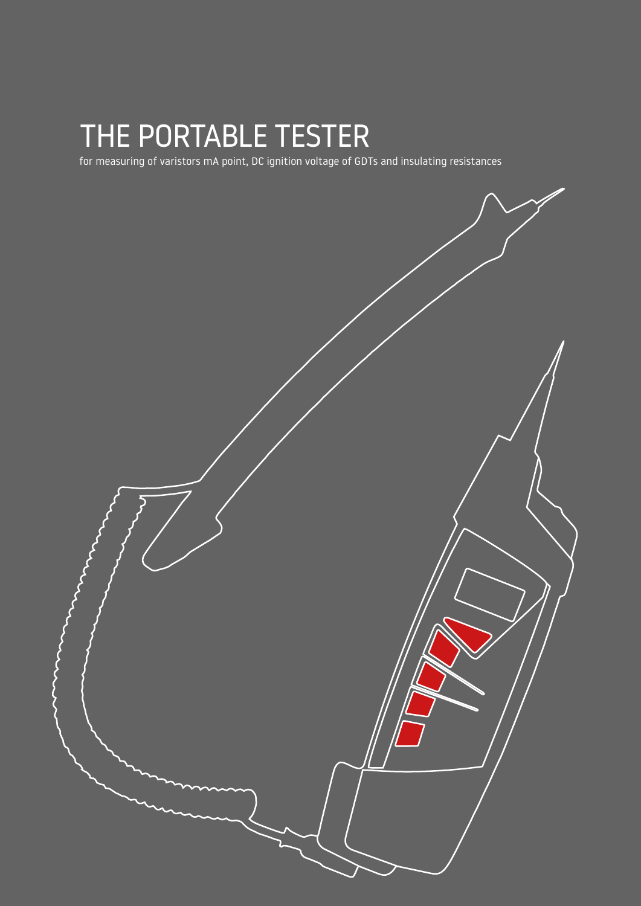# THE PORTABLE TESTER

for measuring of varistors mA point, DC ignition voltage of GDTs and insulating resistances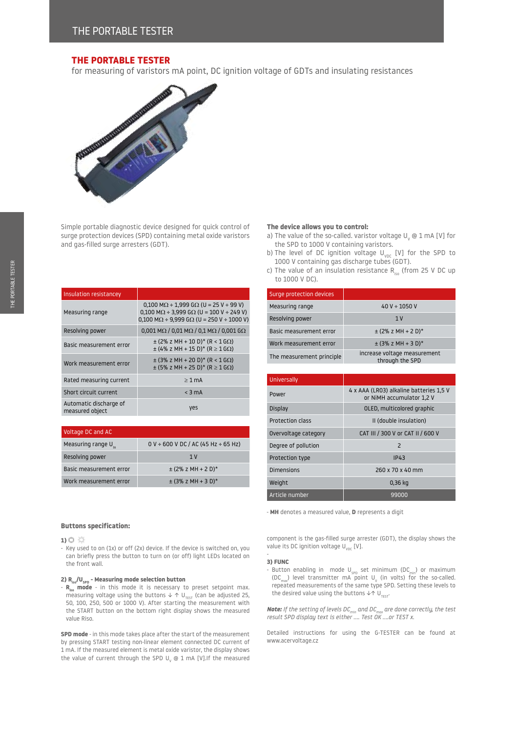# THE PORTABLE TESTER

for measuring of varistors mA point, DC ignition voltage of GDTs and insulating resistances

Simple portable diagnostic device designed for quick control of surge protection devices (SPD) containing metal oxide varistors and gas-filled surge arresters (GDT).

**The device allows you to control:**

a) The value of the so-called. varistor voltage $U_v$ @ 1 mA [V] for the SPD to 1000 V containing varistors.

b) The level of DC ignition voltage $U_{VDC}$ [V] for the SPD to 1000 V containing gas discharge tubes (GDT).

c) The value of an insulation resistance $R_{iso}$ (from 25 V DC up to 1000 V DC).

| Insulation resistancy | |
|---|---|
| Measuring range | 0,100 MΩ ÷ 1,999 GΩ (U = 25 V ÷ 99 V)<br>0,100 MΩ ÷ 3,999 GΩ (U = 100 V ÷ 249 V)<br>0,100 MΩ ÷ 9,999 GΩ (U = 250 V ÷ 1000 V) |
| Resolving power | 0,001 MΩ / 0,01 MΩ / 0,1 MΩ / 0,001 GΩ |
| Basic measurement error | ± (2% z MH + 10 D)* (R < 1 GΩ)<br>± (4% z MH + 15 D)* (R ≥ 1 GΩ) |
| Work measurement error | ± (3% z MH + 20 D)* (R < 1 GΩ)<br>± (5% z MH + 25 D)* (R ≥ 1 GΩ) |
| Rated measuring current | ≥ 1 mA |
| Short circuit current | < 3 mA |
| Automatic discharge of measured object | yes |

| Voltage DC and AC | |
|---|---|
| Measuring range $U_{in}$ | 0 V ÷ 600 V DC / AC (45 Hz ÷ 65 Hz) |
| Resolving power | 1 V |
| Basic measurement error | ± (2% z MH + 2 D)* |
| Work measurement error | ± (3% z MH + 3 D)* |

| Surge protection devices | |
|---|---|
| Measuring range | 40 V ÷ 1050 V |
| Resolving power | 1 V |
| Basic measurement error | ± (2% z MH + 2 D)* |
| Work measurement error | ± (3% z MH + 3 D)* |
| The measurement principle | increase voltage measurement through the SPD |

| Universally | |
|---|---|
| Power | 4 x AAA (LR03) alkaline batteries 1,5 V or NiMH accumulator 1,2 V |
| Display | OLED, multicolored graphic |
| Protection class | II (double insulation) |
| Overvoltage category | CAT III / 300 V or CAT II / 600 V |
| Degree of pollution | 2 |
| Protection type | IP43 |
| Dimensions | 260 x 70 x 40 mm |
| Weight | 0,36 kg |
| Article number | 99000 |

- **MH** denotes a measured value, **D** represents a digit

**Buttons specification:**

**1)**

- Key used to on (1x) or off (2x) device. If the device is switched on, you can briefly press the button to turn on (or off) light LEDs located on the front wall.

**2) $R_{iso}/U_{SPD}$ - Measuring mode selection button**

- **$R_{iso}$ mode** - in this mode it is necessary to preset setpoint max. measuring voltage using the buttons ↓ ↑ $U_{TEST}$ (can be adjusted 25, 50, 100, 250, 500 or 1000 V). After starting the measurement with the START button on the bottom right display shows the measured value Riso.

**SPD mode** - in this mode takes place after the start of the measurement by pressing START testing non-linear element connected DC current of 1 mA. If the measured element is metal oxide varistor, the display shows the value of current through the SPD $U_v$ @ 1 mA [V].If the measured component is the gas-filled surge arrester (GDT), the display shows the value its DC ignition voltage $U_{VDC}$ [V].

-

**3) FUNC**

- Button enabling in mode $U_{SPD}$ set minimum ($DC_{min}$) or maximum ($DC_{max}$) level transmitter mA point $U_v$ (in volts) for the so-called. repeated measurements of the same type SPD. Setting these levels to the desired value using the buttons ↓↑ $U_{TEST}$.

***Note:*** *If the setting of levels $DC_{min}$ and $DC_{max}$ are done correctly, the test result SPD display text is either .... Test OK ....or TEST x.*

Detailed instructions for using the G-TESTER can be found at www.acervoltage.cz